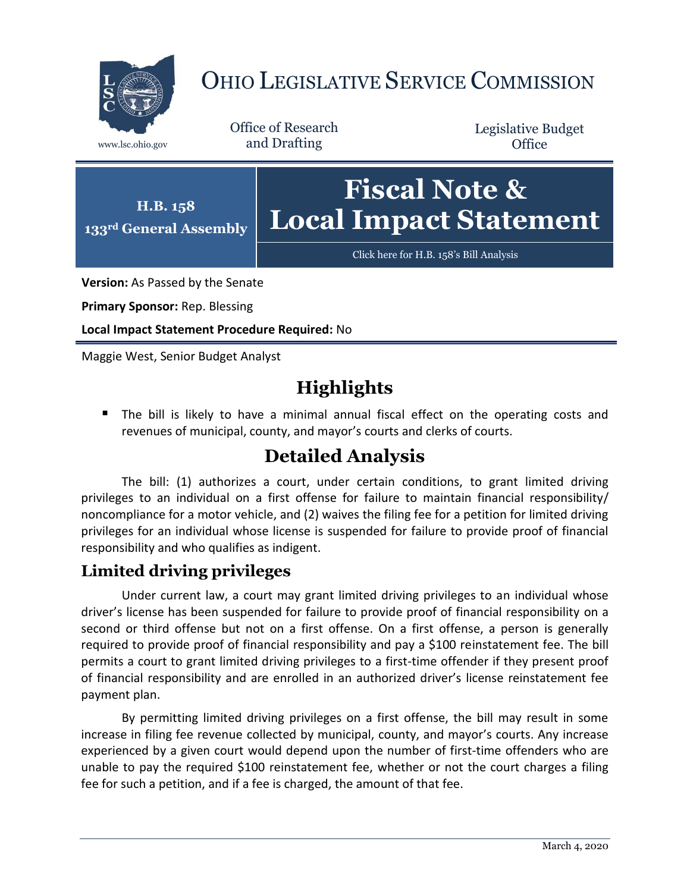# OHIO LEGISLATIVE SERVICE COMMISSION

www.lsc.ohio.gov

Office of Research and Drafting

Legislative Budget Office

**H.B. 158**
**133rd General Assembly**

# Fiscal Note & Local Impact Statement

Click here for H.B. 158's Bill Analysis

**Version:** As Passed by the Senate

**Primary Sponsor:** Rep. Blessing

**Local Impact Statement Procedure Required:** No

Maggie West, Senior Budget Analyst

## Highlights

- The bill is likely to have a minimal annual fiscal effect on the operating costs and revenues of municipal, county, and mayor's courts and clerks of courts.

## Detailed Analysis

The bill: (1) authorizes a court, under certain conditions, to grant limited driving privileges to an individual on a first offense for failure to maintain financial responsibility/ noncompliance for a motor vehicle, and (2) waives the filing fee for a petition for limited driving privileges for an individual whose license is suspended for failure to provide proof of financial responsibility and who qualifies as indigent.

### Limited driving privileges

Under current law, a court may grant limited driving privileges to an individual whose driver's license has been suspended for failure to provide proof of financial responsibility on a second or third offense but not on a first offense. On a first offense, a person is generally required to provide proof of financial responsibility and pay a $100 reinstatement fee. The bill permits a court to grant limited driving privileges to a first-time offender if they present proof of financial responsibility and are enrolled in an authorized driver's license reinstatement fee payment plan.

By permitting limited driving privileges on a first offense, the bill may result in some increase in filing fee revenue collected by municipal, county, and mayor's courts. Any increase experienced by a given court would depend upon the number of first-time offenders who are unable to pay the required $100 reinstatement fee, whether or not the court charges a filing fee for such a petition, and if a fee is charged, the amount of that fee.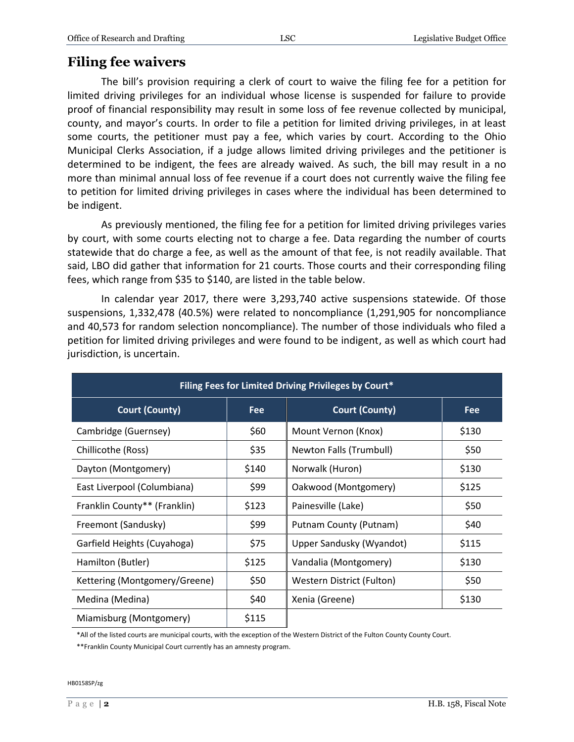## Filing fee waivers

The bill's provision requiring a clerk of court to waive the filing fee for a petition for limited driving privileges for an individual whose license is suspended for failure to provide proof of financial responsibility may result in some loss of fee revenue collected by municipal, county, and mayor's courts. In order to file a petition for limited driving privileges, in at least some courts, the petitioner must pay a fee, which varies by court. According to the Ohio Municipal Clerks Association, if a judge allows limited driving privileges and the petitioner is determined to be indigent, the fees are already waived. As such, the bill may result in a no more than minimal annual loss of fee revenue if a court does not currently waive the filing fee to petition for limited driving privileges in cases where the individual has been determined to be indigent.

As previously mentioned, the filing fee for a petition for limited driving privileges varies by court, with some courts electing not to charge a fee. Data regarding the number of courts statewide that do charge a fee, as well as the amount of that fee, is not readily available. That said, LBO did gather that information for 21 courts. Those courts and their corresponding filing fees, which range from $35 to $140, are listed in the table below.

In calendar year 2017, there were 3,293,740 active suspensions statewide. Of those suspensions, 1,332,478 (40.5%) were related to noncompliance (1,291,905 for noncompliance and 40,573 for random selection noncompliance). The number of those individuals who filed a petition for limited driving privileges and were found to be indigent, as well as which court had jurisdiction, is uncertain.

**Filing Fees for Limited Driving Privileges by Court***

| Court (County) | Fee | Court (County) | Fee |
|---|---|---|---|
| Cambridge (Guernsey) | $60 | Mount Vernon (Knox) | $130 |
| Chillicothe (Ross) | $35 | Newton Falls (Trumbull) | $50 |
| Dayton (Montgomery) | $140 | Norwalk (Huron) | $130 |
| East Liverpool (Columbiana) | $99 | Oakwood (Montgomery) | $125 |
| Franklin County** (Franklin) | $123 | Painesville (Lake) | $50 |
| Freemont (Sandusky) | $99 | Putnam County (Putnam) | $40 |
| Garfield Heights (Cuyahoga) | $75 | Upper Sandusky (Wyandot) | $115 |
| Hamilton (Butler) | $125 | Vandalia (Montgomery) | $130 |
| Kettering (Montgomery/Greene) | $50 | Western District (Fulton) | $50 |
| Medina (Medina) | $40 | Xenia (Greene) | $130 |
| Miamisburg (Montgomery) | $115 | | |

*All of the listed courts are municipal courts, with the exception of the Western District of the Fulton County County Court.

**Franklin County Municipal Court currently has an amnesty program.

HB0158SP/zg